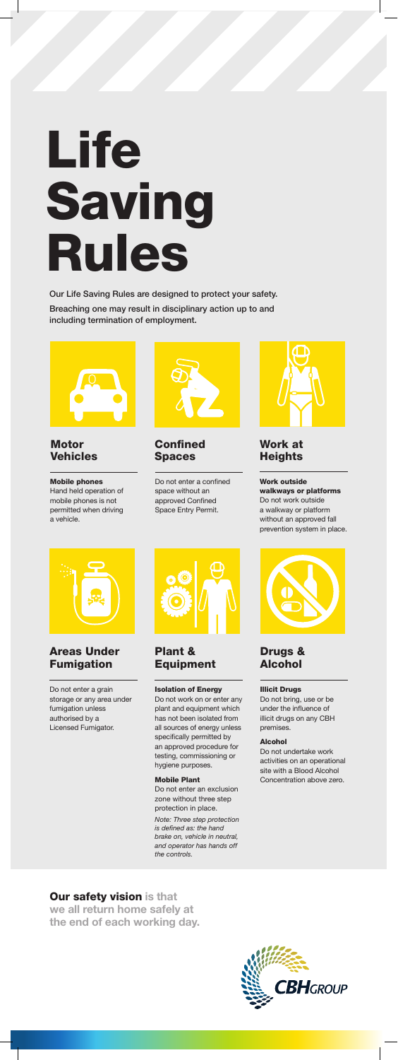# Life Saving Rules

**Our Life Saving Rules are designed to protect your safety.**

**Breaching one may result in disciplinary action up to and including termination of employment.**

## Motor Vehicles

**Mobile phones**
Hand held operation of mobile phones is not permitted when driving a vehicle.

## Confined Spaces

Do not enter a confined space without an approved Confined Space Entry Permit.

## Work at Heights

**Work outside walkways or platforms**
Do not work outside a walkway or platform without an approved fall prevention system in place.

## Areas Under Fumigation

Do not enter a grain storage or any area under fumigation unless authorised by a Licensed Fumigator.

## Plant & Equipment

**Isolation of Energy**
Do not work on or enter any plant and equipment which has not been isolated from all sources of energy unless specifically permitted by an approved procedure for testing, commissioning or hygiene purposes.

**Mobile Plant**
Do not enter an exclusion zone without three step protection in place.

*Note: Three step protection is defined as: the hand brake on, vehicle in neutral, and operator has hands off the controls.*

## Drugs & Alcohol

**Illicit Drugs**
Do not bring, use or be under the influence of illicit drugs on any CBH premises.

**Alcohol**
Do not undertake work activities on an operational site with a Blood Alcohol Concentration above zero.

**Our safety vision** is that we all return home safely at the end of each working day.

CBH GROUP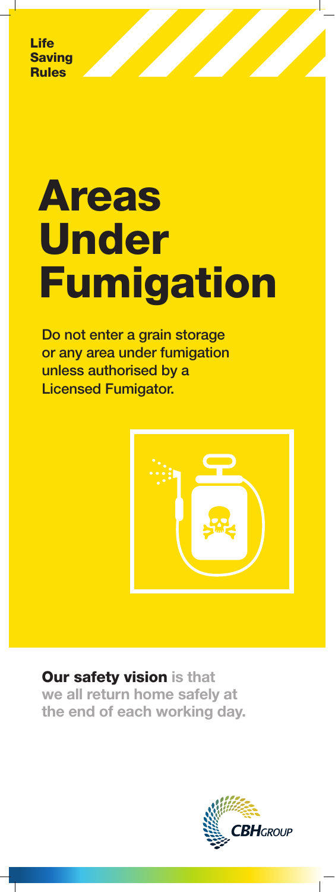**Life Saving Rules**

# Areas Under Fumigation

Do not enter a grain storage or any area under fumigation unless authorised by a Licensed Fumigator.

**Our safety vision** is that we all return home safely at the end of each working day.

CBH GROUP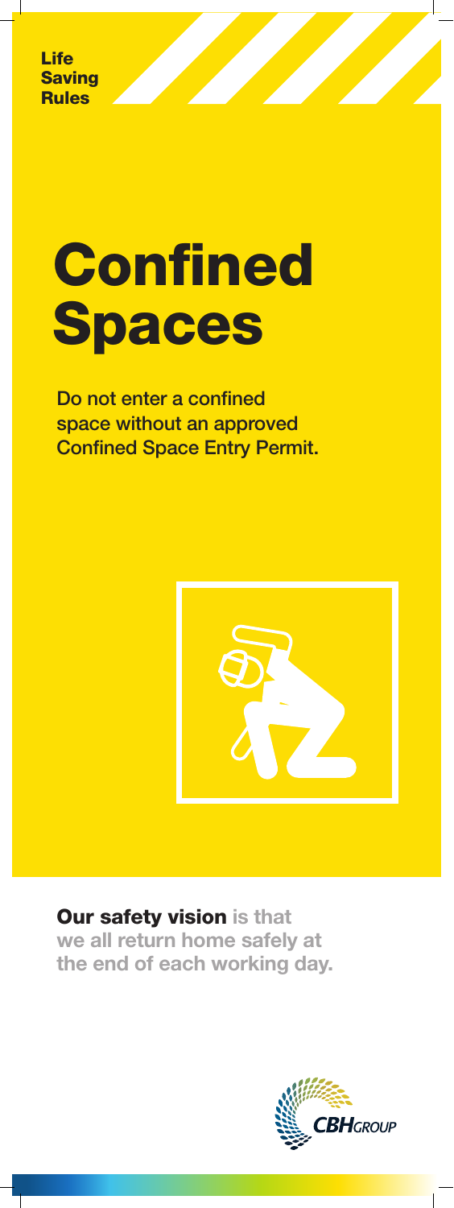**Life Saving Rules**

# Confined Spaces

Do not enter a confined space without an approved Confined Space Entry Permit.

**Our safety vision** is that we all return home safely at the end of each working day.

CBHGROUP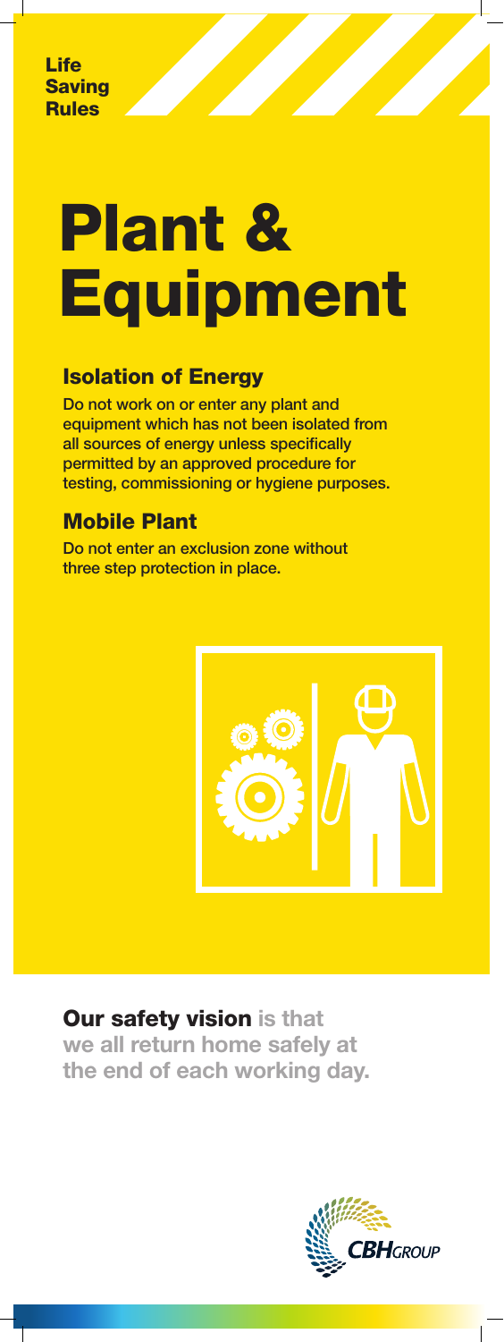**Life Saving Rules**

# Plant & Equipment

## Isolation of Energy

Do not work on or enter any plant and equipment which has not been isolated from all sources of energy unless specifically permitted by an approved procedure for testing, commissioning or hygiene purposes.

## Mobile Plant

Do not enter an exclusion zone without three step protection in place.

**Our safety vision** is that we all return home safely at the end of each working day.

CBH GROUP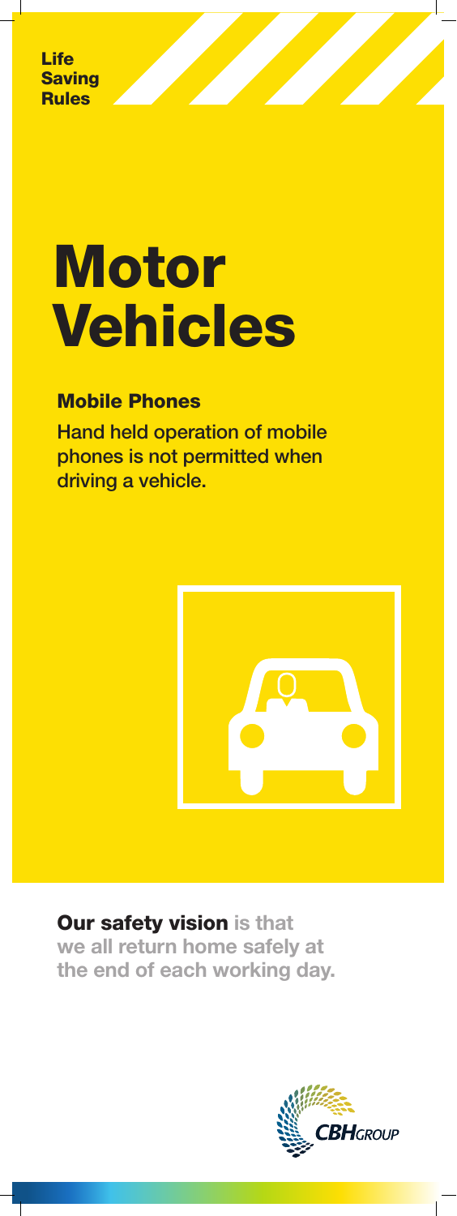Life Saving Rules

# Motor Vehicles

## Mobile Phones

Hand held operation of mobile phones is not permitted when driving a vehicle.

**Our safety vision** is that we all return home safely at the end of each working day.

CBH GROUP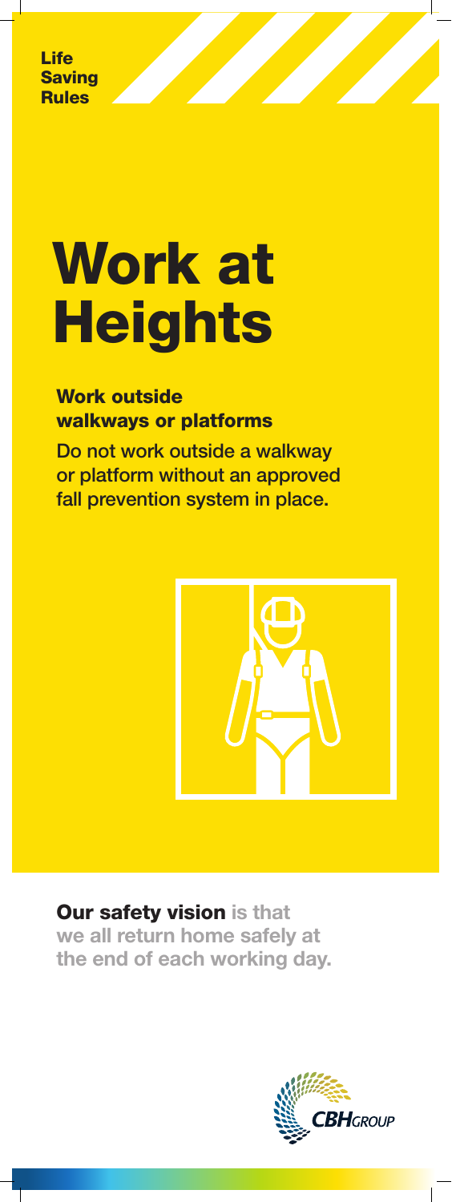**Life Saving Rules**

# Work at Heights

## Work outside walkways or platforms

Do not work outside a walkway or platform without an approved fall prevention system in place.

**Our safety vision** is that we all return home safely at the end of each working day.

CBHGROUP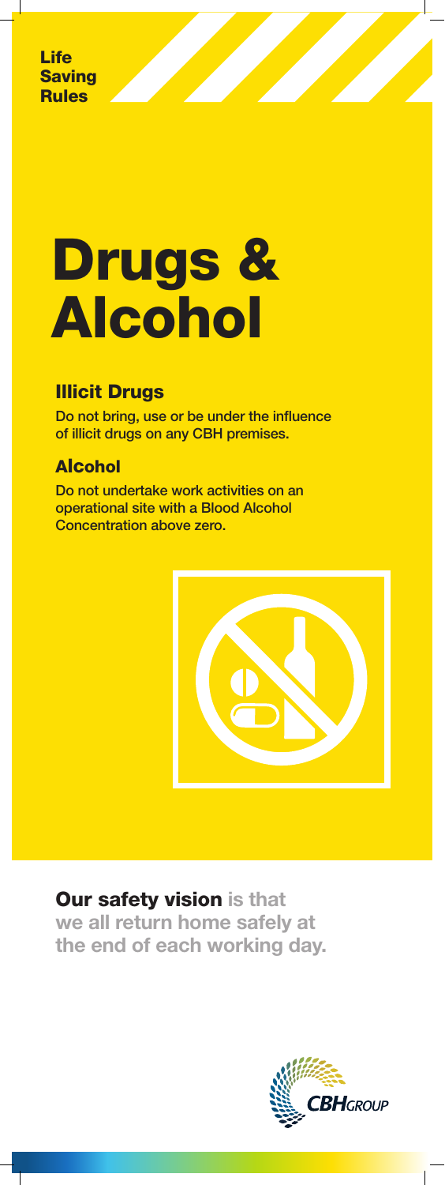Life Saving Rules

# Drugs & Alcohol

## Illicit Drugs

Do not bring, use or be under the influence of illicit drugs on any CBH premises.

## Alcohol

Do not undertake work activities on an operational site with a Blood Alcohol Concentration above zero.

**Our safety vision** is that we all return home safely at the end of each working day.

CBHGROUP